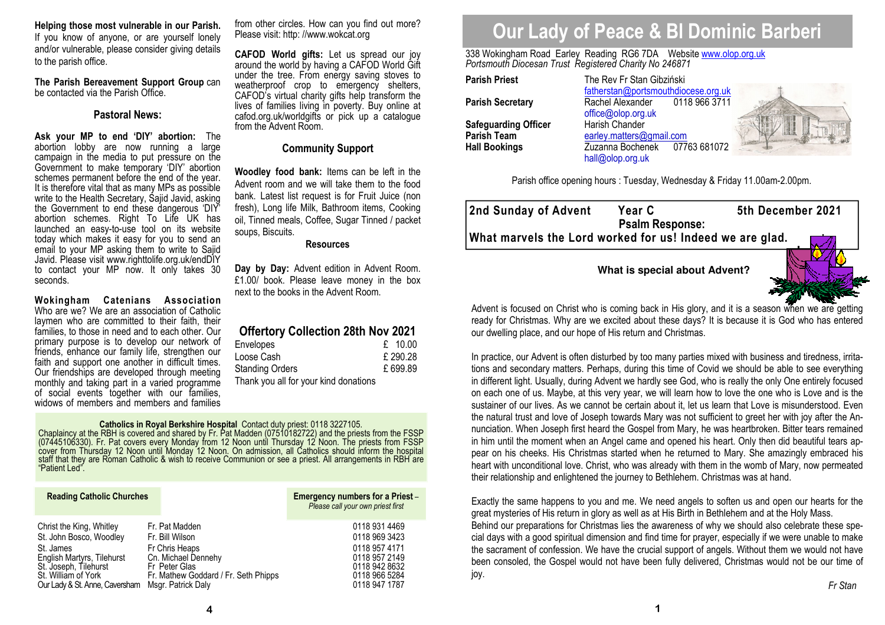**Helping those most vulnerable in our Parish.** If you know of anyone, or are yourself lonely and/or vulnerable, please consider giving details to the parish office.

**The Parish Bereavement Support Group** can be contacted via the Parish Office.

## Pastoral News:

**Ask your MP to end 'DIY' abortion:** The abortion lobby are now running a large campaign in the media to put pressure on the Government to make temporary 'DIY' abortion schemes permanent before the end of the year. It is therefore vital that as many MPs as possible write to the Health Secretary, Sajid Javid, asking the Government to end these dangerous 'DIY' abortion schemes. Right To Life UK has launched an easy-to-use tool on its website today which makes it easy for you to send an email to your MP asking them to write to Sajid Javid. Please visit www.righttolife.org.uk/endDIY to contact your MP now. It only takes 30 seconds.

**Wokingham Catenians Association**
Who are we? We are an association of Catholic laymen who are committed to their faith, their families, to those in need and to each other. Our primary purpose is to develop our network of friends, enhance our family life, strengthen our faith and support one another in difficult times. Our friendships are developed through meeting monthly and taking part in a varied programme of social events together with our families, widows of members and members and families from other circles. How can you find out more? Please visit: http: //www.wokcat.org

**CAFOD World gifts:** Let us spread our joy around the world by having a CAFOD World Gift under the tree. From energy saving stoves to weatherproof crop to emergency shelters, CAFOD's virtual charity gifts help transform the lives of families living in poverty. Buy online at cafod.org.uk/worldgifts or pick up a catalogue from the Advent Room.

## Community Support

**Woodley food bank:** Items can be left in the Advent room and we will take them to the food bank. Latest list request is for Fruit Juice (non fresh), Long life Milk, Bathroom items, Cooking oil, Tinned meals, Coffee, Sugar Tinned / packet soups, Biscuits.

### Resources

**Day by Day:** Advent edition in Advent Room. £1.00/ book. Please leave money in the box next to the books in the Advent Room.

## Offertory Collection 28th Nov 2021

| | |
|---|---|
| Envelopes | £ 10.00 |
| Loose Cash | £ 290.28 |
| Standing Orders | £ 699.89 |

Thank you all for your kind donations

**Catholics in Royal Berkshire Hospital** Contact duty priest: 0118 3227105.
Chaplaincy at the RBH is covered and shared by Fr. Pat Madden (07510182722) and the priests from the FSSP (07445106330). Fr. Pat covers every Monday from 12 Noon until Thursday 12 Noon. The priests from FSSP cover from Thursday 12 Noon until Monday 12 Noon. On admission, all Catholics should inform the hospital staff that they are Roman Catholic & wish to receive Communion or see a priest. All arrangements in RBH are "Patient Led".

| Reading Catholic Churches | | Emergency numbers for a Priest – *Please call your own priest first* |
|---|---|---|
| Christ the King, Whitley | Fr. Pat Madden | 0118 931 4469 |
| St. John Bosco, Woodley | Fr. Bill Wilson | 0118 969 3423 |
| St. James | Fr Chris Heaps | 0118 957 4171 |
| English Martyrs, Tilehurst | Cn. Michael Dennehy | 0118 957 2149 |
| St. Joseph, Tilehurst | Fr Peter Glas | 0118 942 8632 |
| St. William of York | Fr. Mathew Goddard / Fr. Seth Phipps | 0118 966 5284 |
| Our Lady & St. Anne, Caversham | Msgr. Patrick Daly | 0118 947 1787 |

# Our Lady of Peace & Bl Dominic Barberi

338 Wokingham Road Earley Reading RG6 7DA Website www.olop.org.uk
*Portsmouth Diocesan Trust Registered Charity No 246871*

| | |
|---|---|
| **Parish Priest** | The Rev Fr Stan Gibziński fatherstan@portsmouthdiocese.org.uk |
| **Parish Secretary** | Rachel Alexander 0118 966 3711 office@olop.org.uk |
| **Safeguarding Officer** | Harish Chander |
| **Parish Team** | earley.matters@gmail.com |
| **Hall Bookings** | Zuzanna Bochenek 07763 681072 hall@olop.org.uk |

Parish office opening hours : Tuesday, Wednesday & Friday 11.00am-2.00pm.

**2nd Sunday of Advent Year C 5th December 2021**
**Psalm Response:**
**What marvels the Lord worked for us! Indeed we are glad.**

### What is special about Advent?

Advent is focused on Christ who is coming back in His glory, and it is a season when we are getting ready for Christmas. Why are we excited about these days? It is because it is God who has entered our dwelling place, and our hope of His return and Christmas.

In practice, our Advent is often disturbed by too many parties mixed with business and tiredness, irritations and secondary matters. Perhaps, during this time of Covid we should be able to see everything in different light. Usually, during Advent we hardly see God, who is really the only One entirely focused on each one of us. Maybe, at this very year, we will learn how to love the one who is Love and is the sustainer of our lives. As we cannot be certain about it, let us learn that Love is misunderstood. Even the natural trust and love of Joseph towards Mary was not sufficient to greet her with joy after the Annunciation. When Joseph first heard the Gospel from Mary, he was heartbroken. Bitter tears remained in him until the moment when an Angel came and opened his heart. Only then did beautiful tears appear on his cheeks. His Christmas started when he returned to Mary. She amazingly embraced his heart with unconditional love. Christ, who was already with them in the womb of Mary, now permeated their relationship and enlightened the journey to Bethlehem. Christmas was at hand.

Exactly the same happens to you and me. We need angels to soften us and open our hearts for the great mysteries of His return in glory as well as at His Birth in Bethlehem and at the Holy Mass.
Behind our preparations for Christmas lies the awareness of why we should also celebrate these special days with a good spiritual dimension and find time for prayer, especially if we were unable to make the sacrament of confession. We have the crucial support of angels. Without them we would not have been consoled, the Gospel would not have been fully delivered, Christmas would not be our time of joy.

*Fr Stan*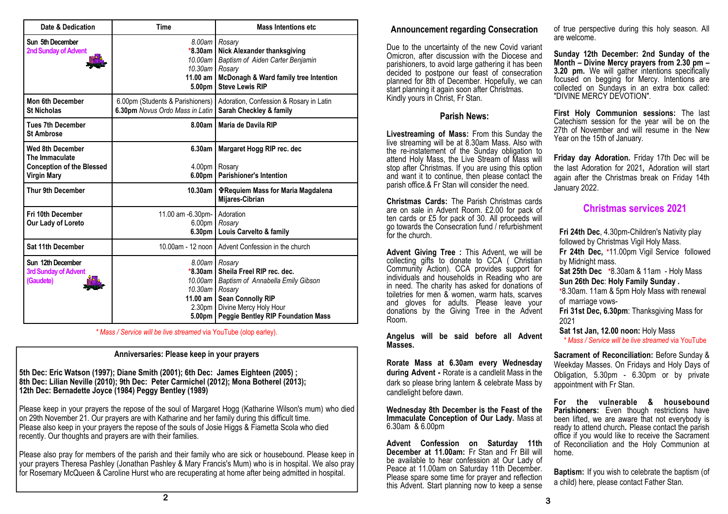| Date & Dedication | Time | Mass Intentions etc |
| --- | --- | --- |
| **Sun 5th December**<br>**2nd Sunday of Advent** | *8.00am*<br>**\*8.30am**<br>*10.00am*<br>*10.30am*<br>**11.00 am**<br>**5.00pm** | *Rosary*<br>**Nick Alexander thanksgiving**<br>*Baptism of Aiden Carter Benjamin*<br>*Rosary*<br>**McDonagh & Ward family tree Intention**<br>**Steve Lewis RIP** |
| **Mon 6th December**<br>**St Nicholas** | 6.00pm (Students & Parishioners)<br>**6.30pm** *Novus Ordo Mass in Latin* | Adoration, Confession & Rosary in Latin<br>**Sarah Checkley & family** |
| **Tues 7th December**<br>**St Ambrose** | **8.00am** | **Maria de Davila RIP** |
| **Wed 8th December**<br>**The Immaculate Conception of the Blessed Virgin Mary** | **6.30am**<br>4.00pm<br>**6.00pm** | **Margaret Hogg RIP rec. dec**<br>Rosary<br>**Parishioner's Intention** |
| **Thur 9th December** | **10.30am** | **✠Requiem Mass for Maria Magdalena Mijares-Cibrian** |
| **Fri 10th December**<br>**Our Lady of Loreto** | 11.00 am -6.30pm-<br>6.00pm<br>**6.30pm** | Adoration<br>*Rosary*<br>**Louis Carvelto & family** |
| **Sat 11th December** | 10.00am - 12 noon | Advent Confession in the church |
| **Sun 12th December**<br>**3rd Sunday of Advent (Gaudete)** | *8.00am*<br>**\*8.30am**<br>*10.00am*<br>*10.30am*<br>**11.00 am**<br>2.30pm<br>**5.00pm** | *Rosary*<br>**Sheila Freel RIP rec. dec.**<br>*Baptism of Annabella Emily Gibson*<br>*Rosary*<br>**Sean Connolly RIP**<br>Divine Mercy Holy Hour<br>**Peggie Bentley RIP Foundation Mass** |

*\* Mass / Service will be live streamed* via YouTube (olop earley).

**Anniversaries: Please keep in your prayers**

**5th Dec: Eric Watson (1997); Diane Smith (2001); 6th Dec: James Eighteen (2005) ; 8th Dec: Lilian Neville (2010); 9th Dec: Peter Carmichel (2012); Mona Botherel (2013); 12th Dec: Bernadette Joyce (1984) Peggy Bentley (1989)**

Please keep in your prayers the repose of the soul of Margaret Hogg (Katharine Wilson's mum) who died on 29th November 21. Our prayers are with Katharine and her family during this difficult time. Please also keep in your prayers the repose of the souls of Josie Higgs & Fiametta Scola who died recently. Our thoughts and prayers are with their families.

Please also pray for members of the parish and their family who are sick or housebound. Please keep in your prayers Theresa Pashley (Jonathan Pashley & Mary Francis's Mum) who is in hospital. We also pray for Rosemary McQueen & Caroline Hurst who are recuperating at home after being admitted in hospital.

## Announcement regarding Consecration

Due to the uncertainty of the new Covid variant Omicron, after discussion with the Diocese and parishioners, to avoid large gathering it has been decided to postpone our feast of consecration planned for 8th of December. Hopefully, we can start planning it again soon after Christmas. Kindly yours in Christ, Fr Stan.

## Parish News:

**Livestreaming of Mass:** From this Sunday the live streaming will be at 8.30am Mass. Also with the re-instatement of the Sunday obligation to attend Holy Mass, the Live Stream of Mass will stop after Christmas. If you are using this option and want it to continue, then please contact the parish office.& Fr Stan will consider the need.

**Christmas Cards:** The Parish Christmas cards are on sale in Advent Room. £2.00 for pack of ten cards or £5 for pack of 30. All proceeds will go towards the Consecration fund / refurbishment for the church.

**Advent Giving Tree :** This Advent, we will be collecting gifts to donate to CCA ( Christian Community Action). CCA provides support for individuals and households in Reading who are in need. The charity has asked for donations of toiletries for men & women, warm hats, scarves and gloves for adults. Please leave your donations by the Giving Tree in the Advent Room.

**Angelus will be said before all Advent Masses.**

**Rorate Mass at 6.30am every Wednesday during Advent -** Rorate is a candlelit Mass in the dark so please bring lantern & celebrate Mass by candlelight before dawn.

**Wednesday 8th December is the Feast of the Immaculate Conception of Our Lady.** Mass at 6.30am & 6.00pm

**Advent Confession on Saturday 11th December at 11.00am:** Fr Stan and Fr Bill will be available to hear confession at Our Lady of Peace at 11.00am on Saturday 11th December. Please spare some time for prayer and reflection this Advent. Start planning now to keep a sense of true perspective during this holy season. All are welcome.

**Sunday 12th December: 2nd Sunday of the Month – Divine Mercy prayers from 2.30 pm – 3.20 pm.** We will gather intentions specifically focused on begging for Mercy. Intentions are collected on Sundays in an extra box called: "DIVINE MERCY DEVOTION".

**First Holy Communion sessions:** The last Catechism session for the year will be on the 27th of November and will resume in the New Year on the 15th of January.

**Friday day Adoration.** Friday 17th Dec will be the last Adoration for 2021**,** Adoration will start again after the Christmas break on Friday 14th January 2022.

## Christmas services 2021

**Fri 24th Dec**, 4.30pm-Children's Nativity play followed by Christmas Vigil Holy Mass.
**Fr 24th Dec,** \*11.00pm Vigil Service followed by Midnight mass.
**Sat 25th Dec** \*8.30am & 11am - Holy Mass
**Sun 26th Dec**: **Holy Family Sunday .**
\*8.30am. 11am & 5pm Holy Mass with renewal of marriage vows-
**Fri 31st Dec, 6.30pm**: Thanksgiving Mass for 2021
**Sat 1st Jan, 12.00 noon:** Holy Mass
*\* Mass / Service will be live streamed* via YouTube

**Sacrament of Reconciliation:** Before Sunday & Weekday Masses. On Fridays and Holy Days of Obligation, 5.30pm - 6.30pm or by private appointment with Fr Stan.

**For the vulnerable & housebound Parishioners:** Even though restrictions have been lifted, we are aware that not everybody is ready to attend church**.** Please contact the parish office if you would like to receive the Sacrament of Reconciliation and the Holy Communion at home.

**Baptism:** If you wish to celebrate the baptism (of a child) here, please contact Father Stan.